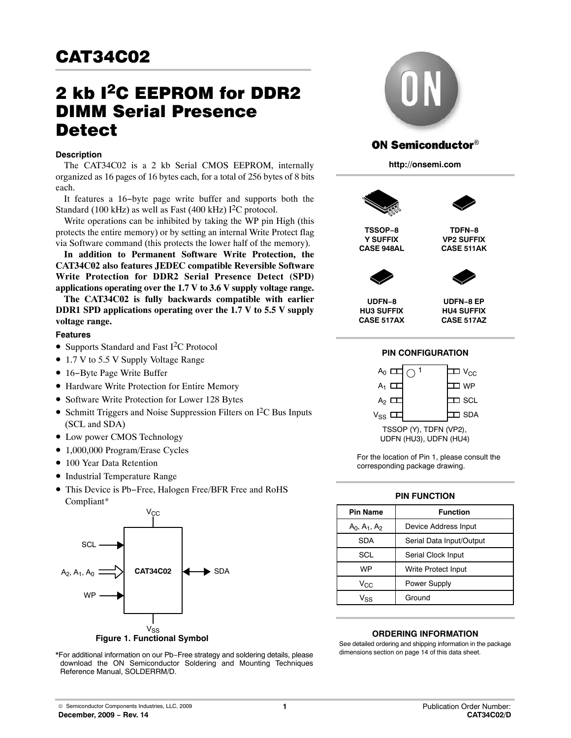# CAT34C02

## 2 kb I²C EEPROM for DDR2 DIMM Serial Presence Detect

### Description

The CAT34C02 is a 2 kb Serial CMOS EEPROM, internally organized as 16 pages of 16 bytes each, for a total of 256 bytes of 8 bits each.

It features a 16−byte page write buffer and supports both the Standard (100 kHz) as well as Fast (400 kHz) I²C protocol.

Write operations can be inhibited by taking the WP pin High (this protects the entire memory) or by setting an internal Write Protect flag via Software command (this protects the lower half of the memory).

**In addition to Permanent Software Write Protection, the CAT34C02 also features JEDEC compatible Reversible Software Write Protection for DDR2 Serial Presence Detect (SPD) applications operating over the 1.7 V to 3.6 V supply voltage range.**

**The CAT34C02 is fully backwards compatible with earlier DDR1 SPD applications operating over the 1.7 V to 5.5 V supply voltage range.**

### Features

- Supports Standard and Fast I²C Protocol
- 1.7 V to 5.5 V Supply Voltage Range
- 16−Byte Page Write Buffer
- Hardware Write Protection for Entire Memory
- Software Write Protection for Lower 128 Bytes
- Schmitt Triggers and Noise Suppression Filters on I²C Bus Inputs (SCL and SDA)
- Low power CMOS Technology
- 1,000,000 Program/Erase Cycles
- 100 Year Data Retention
- Industrial Temperature Range
- This Device is Pb−Free, Halogen Free/BFR Free and RoHS Compliant*

$V_{CC}$

SCL → CAT34C02 ↔ SDA

$A_2$, $A_1$, $A_0$ ⇒

WP →

$V_{SS}$

**Figure 1. Functional Symbol**

*For additional information on our Pb−Free strategy and soldering details, please download the ON Semiconductor Soldering and Mounting Techniques Reference Manual, SOLDERRM/D.

ON Semiconductor®

http://onsemi.com

| TSSOP−8 Y SUFFIX CASE 948AL | TDFN−8 VP2 SUFFIX CASE 511AK |
|---|---|
| **UDFN−8 HU3 SUFFIX CASE 517AX** | **UDFN−8 EP HU4 SUFFIX CASE 517AZ** |

### PIN CONFIGURATION

| Pin | | Pin |
|---|---|---|
| $A_0$ (1) | | $V_{CC}$ |
| $A_1$ | | WP |
| $A_2$ | | SCL |
| $V_{SS}$ | | SDA |

TSSOP (Y), TDFN (VP2), UDFN (HU3), UDFN (HU4)

For the location of Pin 1, please consult the corresponding package drawing.

### PIN FUNCTION

| Pin Name | Function |
|---|---|
| $A_0$, $A_1$, $A_2$ | Device Address Input |
| SDA | Serial Data Input/Output |
| SCL | Serial Clock Input |
| WP | Write Protect Input |
| $V_{CC}$ | Power Supply |
| $V_{SS}$ | Ground |

### ORDERING INFORMATION

See detailed ordering and shipping information in the package dimensions section on page 14 of this data sheet.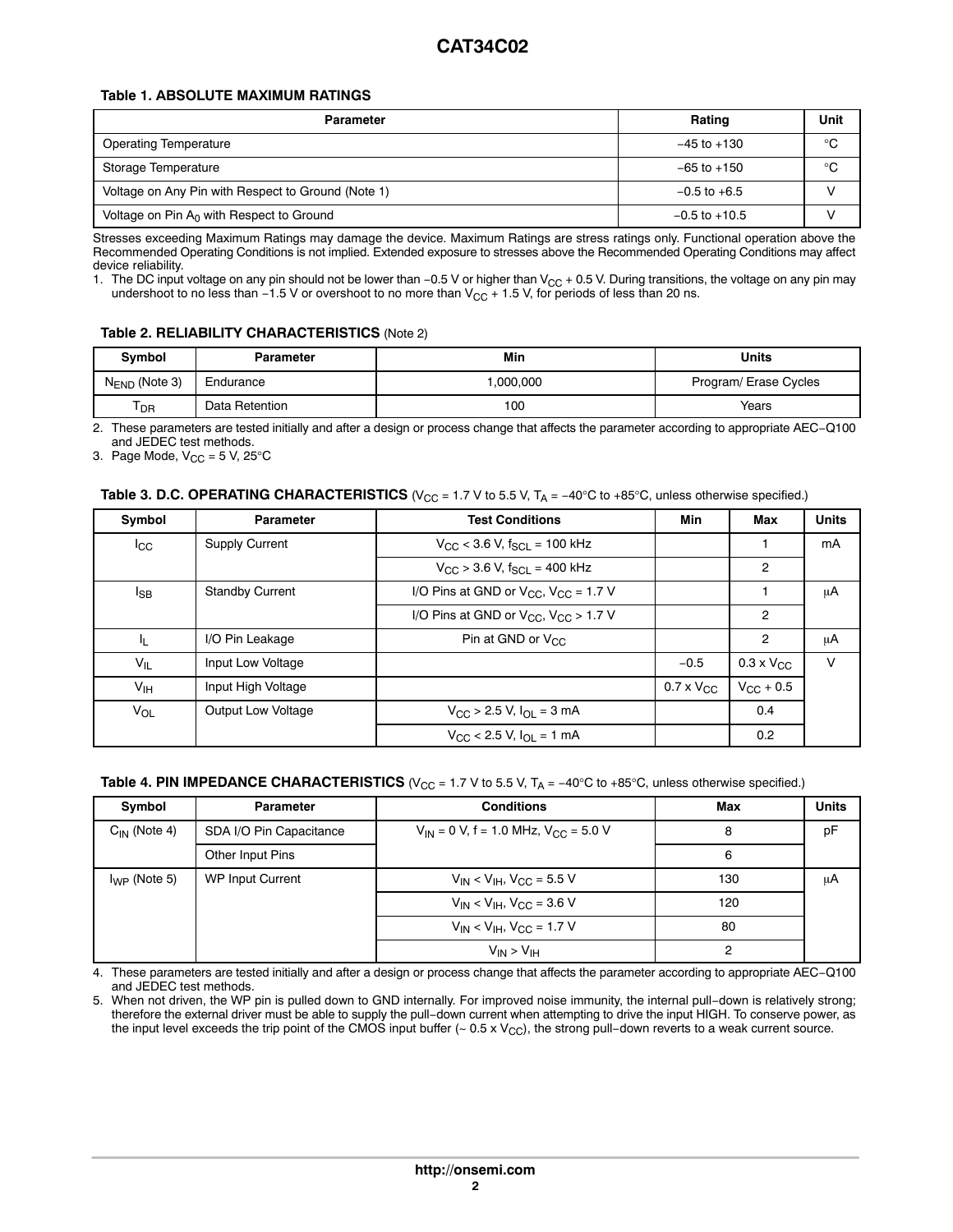**Table 1. ABSOLUTE MAXIMUM RATINGS**

| Parameter | Rating | Unit |
|---|---|---|
| Operating Temperature | −45 to +130 | °C |
| Storage Temperature | −65 to +150 | °C |
| Voltage on Any Pin with Respect to Ground (Note 1) | −0.5 to +6.5 | V |
| Voltage on Pin $A_0$ with Respect to Ground | −0.5 to +10.5 | V |

Stresses exceeding Maximum Ratings may damage the device. Maximum Ratings are stress ratings only. Functional operation above the Recommended Operating Conditions is not implied. Extended exposure to stresses above the Recommended Operating Conditions may affect device reliability.

1. The DC input voltage on any pin should not be lower than −0.5 V or higher than $V_{CC}$ + 0.5 V. During transitions, the voltage on any pin may undershoot to no less than −1.5 V or overshoot to no more than $V_{CC}$ + 1.5 V, for periods of less than 20 ns.

**Table 2. RELIABILITY CHARACTERISTICS** (Note 2)

| Symbol | Parameter | Min | Units |
|---|---|---|---|
| $N_{END}$ (Note 3) | Endurance | 1,000,000 | Program/ Erase Cycles |
| $T_{DR}$ | Data Retention | 100 | Years |

2. These parameters are tested initially and after a design or process change that affects the parameter according to appropriate AEC−Q100 and JEDEC test methods.
3. Page Mode, $V_{CC}$ = 5 V, 25°C

**Table 3. D.C. OPERATING CHARACTERISTICS** ($V_{CC}$ = 1.7 V to 5.5 V, $T_A$ = −40°C to +85°C, unless otherwise specified.)

| Symbol | Parameter | Test Conditions | Min | Max | Units |
|---|---|---|---|---|---|
| $I_{CC}$ | Supply Current | $V_{CC}$ < 3.6 V, $f_{SCL}$ = 100 kHz | | 1 | mA |
| | | $V_{CC}$ > 3.6 V, $f_{SCL}$ = 400 kHz | | 2 | |
| $I_{SB}$ | Standby Current | I/O Pins at GND or $V_{CC}$, $V_{CC}$ = 1.7 V | | 1 | μA |
| | | I/O Pins at GND or $V_{CC}$, $V_{CC}$ > 1.7 V | | 2 | |
| $I_L$ | I/O Pin Leakage | Pin at GND or $V_{CC}$ | | 2 | μA |
| $V_{IL}$ | Input Low Voltage | | −0.5 | 0.3 x $V_{CC}$ | V |
| $V_{IH}$ | Input High Voltage | | 0.7 x $V_{CC}$ | $V_{CC}$ + 0.5 | |
| $V_{OL}$ | Output Low Voltage | $V_{CC}$ > 2.5 V, $I_{OL}$ = 3 mA | | 0.4 | |
| | | $V_{CC}$ < 2.5 V, $I_{OL}$ = 1 mA | | 0.2 | |

**Table 4. PIN IMPEDANCE CHARACTERISTICS** ($V_{CC}$ = 1.7 V to 5.5 V, $T_A$ = −40°C to +85°C, unless otherwise specified.)

| Symbol | Parameter | Conditions | Max | Units |
|---|---|---|---|---|
| $C_{IN}$ (Note 4) | SDA I/O Pin Capacitance | $V_{IN}$ = 0 V, f = 1.0 MHz, $V_{CC}$ = 5.0 V | 8 | pF |
| | Other Input Pins | | 6 | |
| $I_{WP}$ (Note 5) | WP Input Current | $V_{IN}$ < $V_{IH}$, $V_{CC}$ = 5.5 V | 130 | μA |
| | | $V_{IN}$ < $V_{IH}$, $V_{CC}$ = 3.6 V | 120 | |
| | | $V_{IN}$ < $V_{IH}$, $V_{CC}$ = 1.7 V | 80 | |
| | | $V_{IN}$ > $V_{IH}$ | 2 | |

4. These parameters are tested initially and after a design or process change that affects the parameter according to appropriate AEC−Q100 and JEDEC test methods.
5. When not driven, the WP pin is pulled down to GND internally. For improved noise immunity, the internal pull−down is relatively strong; therefore the external driver must be able to supply the pull−down current when attempting to drive the input HIGH. To conserve power, as the input level exceeds the trip point of the CMOS input buffer (~ 0.5 x $V_{CC}$), the strong pull−down reverts to a weak current source.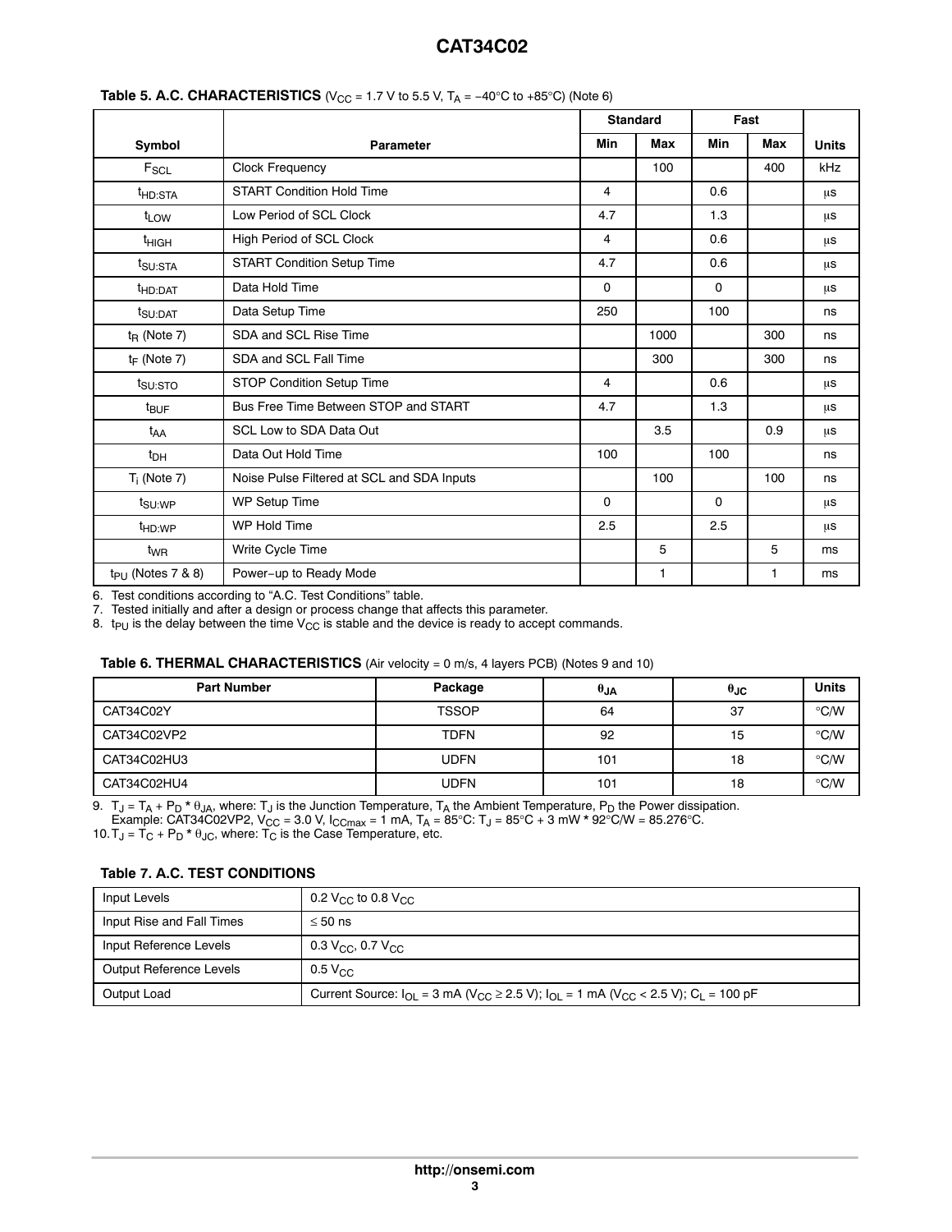**Table 5. A.C. CHARACTERISTICS** ($V_{CC}$ = 1.7 V to 5.5 V, $T_A$ = −40°C to +85°C) (Note 6)

| Symbol | Parameter | Standard | | Fast | | Units |
|---|---|---|---|---|---|---|
| | | Min | Max | Min | Max | |
| $F_{SCL}$ | Clock Frequency | | 100 | | 400 | kHz |
| $t_{HD:STA}$ | START Condition Hold Time | 4 | | 0.6 | | μs |
| $t_{LOW}$ | Low Period of SCL Clock | 4.7 | | 1.3 | | μs |
| $t_{HIGH}$ | High Period of SCL Clock | 4 | | 0.6 | | μs |
| $t_{SU:STA}$ | START Condition Setup Time | 4.7 | | 0.6 | | μs |
| $t_{HD:DAT}$ | Data Hold Time | 0 | | 0 | | μs |
| $t_{SU:DAT}$ | Data Setup Time | 250 | | 100 | | ns |
| $t_R$ (Note 7) | SDA and SCL Rise Time | | 1000 | | 300 | ns |
| $t_F$ (Note 7) | SDA and SCL Fall Time | | 300 | | 300 | ns |
| $t_{SU:STO}$ | STOP Condition Setup Time | 4 | | 0.6 | | μs |
| $t_{BUF}$ | Bus Free Time Between STOP and START | 4.7 | | 1.3 | | μs |
| $t_{AA}$ | SCL Low to SDA Data Out | | 3.5 | | 0.9 | μs |
| $t_{DH}$ | Data Out Hold Time | 100 | | 100 | | ns |
| $T_i$ (Note 7) | Noise Pulse Filtered at SCL and SDA Inputs | | 100 | | 100 | ns |
| $t_{SU:WP}$ | WP Setup Time | 0 | | 0 | | μs |
| $t_{HD:WP}$ | WP Hold Time | 2.5 | | 2.5 | | μs |
| $t_{WR}$ | Write Cycle Time | | 5 | | 5 | ms |
| $t_{PU}$ (Notes 7 & 8) | Power−up to Ready Mode | | 1 | | 1 | ms |

6. Test conditions according to “A.C. Test Conditions” table.
7. Tested initially and after a design or process change that affects this parameter.
8. $t_{PU}$ is the delay between the time $V_{CC}$ is stable and the device is ready to accept commands.

**Table 6. THERMAL CHARACTERISTICS** (Air velocity = 0 m/s, 4 layers PCB) (Notes 9 and 10)

| Part Number | Package | $\theta_{JA}$ | $\theta_{JC}$ | Units |
|---|---|---|---|---|
| CAT34C02Y | TSSOP | 64 | 37 | °C/W |
| CAT34C02VP2 | TDFN | 92 | 15 | °C/W |
| CAT34C02HU3 | UDFN | 101 | 18 | °C/W |
| CAT34C02HU4 | UDFN | 101 | 18 | °C/W |

9. $T_J = T_A + P_D * \theta_{JA}$, where: $T_J$ is the Junction Temperature, $T_A$ the Ambient Temperature, $P_D$ the Power dissipation.
Example: CAT34C02VP2, $V_{CC}$ = 3.0 V, $I_{CCmax}$ = 1 mA, $T_A$ = 85°C: $T_J$ = 85°C + 3 mW * 92°C/W = 85.276°C.
10. $T_J = T_C + P_D * \theta_{JC}$, where: $T_C$ is the Case Temperature, etc.

**Table 7. A.C. TEST CONDITIONS**

| | |
|---|---|
| Input Levels | 0.2 $V_{CC}$ to 0.8 $V_{CC}$ |
| Input Rise and Fall Times | ≤ 50 ns |
| Input Reference Levels | 0.3 $V_{CC}$, 0.7 $V_{CC}$ |
| Output Reference Levels | 0.5 $V_{CC}$ |
| Output Load | Current Source: $I_{OL}$ = 3 mA ($V_{CC}$ ≥ 2.5 V); $I_{OL}$ = 1 mA ($V_{CC}$ < 2.5 V); $C_L$ = 100 pF |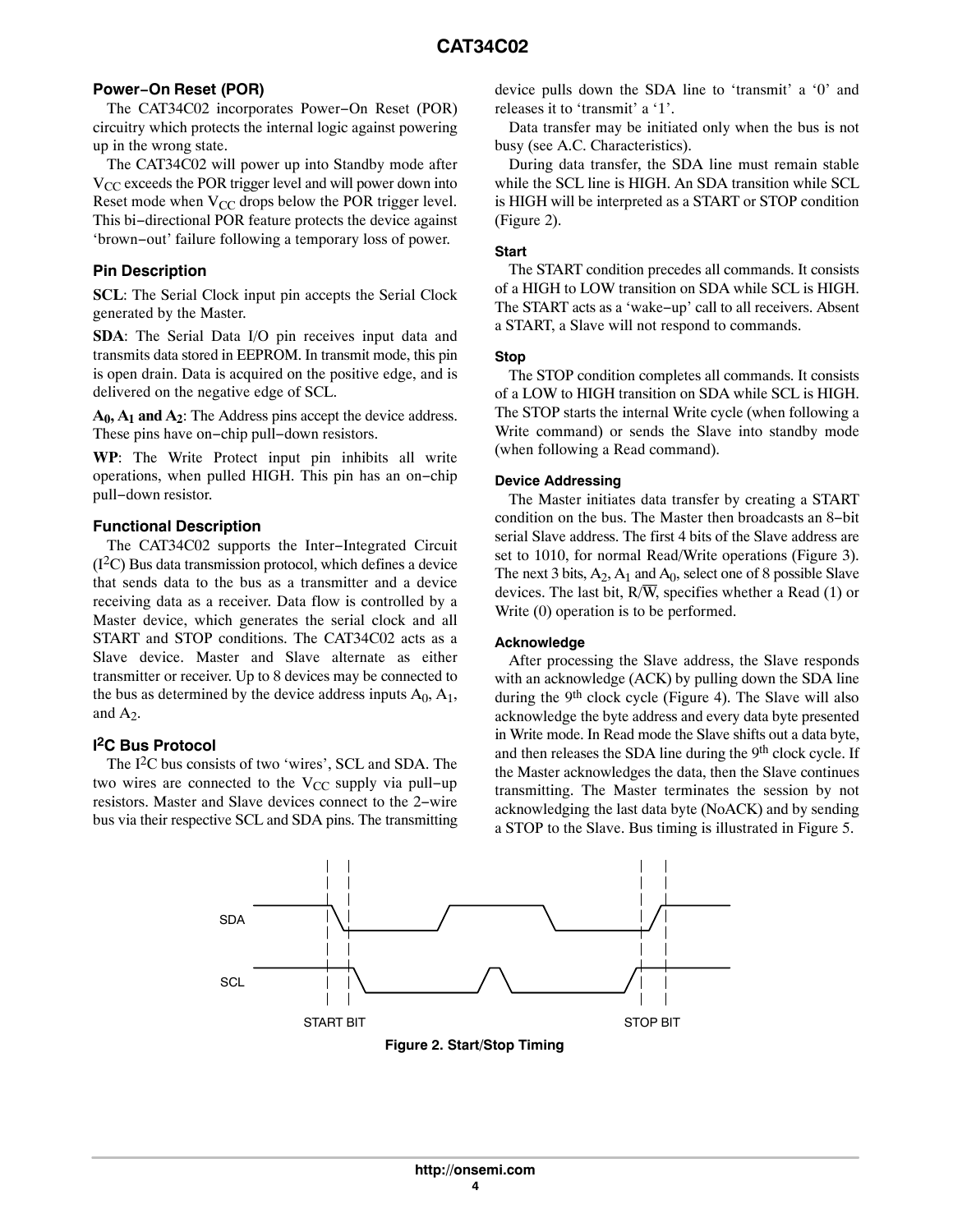## Power−On Reset (POR)

The CAT34C02 incorporates Power−On Reset (POR) circuitry which protects the internal logic against powering up in the wrong state.

The CAT34C02 will power up into Standby mode after $V_{CC}$ exceeds the POR trigger level and will power down into Reset mode when $V_{CC}$ drops below the POR trigger level. This bi−directional POR feature protects the device against 'brown−out' failure following a temporary loss of power.

## Pin Description

**SCL**: The Serial Clock input pin accepts the Serial Clock generated by the Master.

**SDA**: The Serial Data I/O pin receives input data and transmits data stored in EEPROM. In transmit mode, this pin is open drain. Data is acquired on the positive edge, and is delivered on the negative edge of SCL.

**$A_0$, $A_1$ and $A_2$**: The Address pins accept the device address. These pins have on−chip pull−down resistors.

**WP**: The Write Protect input pin inhibits all write operations, when pulled HIGH. This pin has an on−chip pull−down resistor.

## Functional Description

The CAT34C02 supports the Inter−Integrated Circuit ($I^2C$) Bus data transmission protocol, which defines a device that sends data to the bus as a transmitter and a device receiving data as a receiver. Data flow is controlled by a Master device, which generates the serial clock and all START and STOP conditions. The CAT34C02 acts as a Slave device. Master and Slave alternate as either transmitter or receiver. Up to 8 devices may be connected to the bus as determined by the device address inputs $A_0$, $A_1$, and $A_2$.

## $I^2C$ Bus Protocol

The $I^2C$ bus consists of two 'wires', SCL and SDA. The two wires are connected to the $V_{CC}$ supply via pull−up resistors. Master and Slave devices connect to the 2−wire bus via their respective SCL and SDA pins. The transmitting device pulls down the SDA line to 'transmit' a '0' and releases it to 'transmit' a '1'.

Data transfer may be initiated only when the bus is not busy (see A.C. Characteristics).

During data transfer, the SDA line must remain stable while the SCL line is HIGH. An SDA transition while SCL is HIGH will be interpreted as a START or STOP condition (Figure 2).

### Start

The START condition precedes all commands. It consists of a HIGH to LOW transition on SDA while SCL is HIGH. The START acts as a 'wake−up' call to all receivers. Absent a START, a Slave will not respond to commands.

### Stop

The STOP condition completes all commands. It consists of a LOW to HIGH transition on SDA while SCL is HIGH. The STOP starts the internal Write cycle (when following a Write command) or sends the Slave into standby mode (when following a Read command).

### Device Addressing

The Master initiates data transfer by creating a START condition on the bus. The Master then broadcasts an 8−bit serial Slave address. The first 4 bits of the Slave address are set to 1010, for normal Read/Write operations (Figure 3). The next 3 bits, $A_2$, $A_1$ and $A_0$, select one of 8 possible Slave devices. The last bit, $R/\overline{W}$, specifies whether a Read (1) or Write (0) operation is to be performed.

### Acknowledge

After processing the Slave address, the Slave responds with an acknowledge (ACK) by pulling down the SDA line during the 9th clock cycle (Figure 4). The Slave will also acknowledge the byte address and every data byte presented in Write mode. In Read mode the Slave shifts out a data byte, and then releases the SDA line during the 9th clock cycle. If the Master acknowledges the data, then the Slave continues transmitting. The Master terminates the session by not acknowledging the last data byte (NoACK) and by sending a STOP to the Slave. Bus timing is illustrated in Figure 5.

SDA

SCL

START BIT

STOP BIT

**Figure 2. Start/Stop Timing**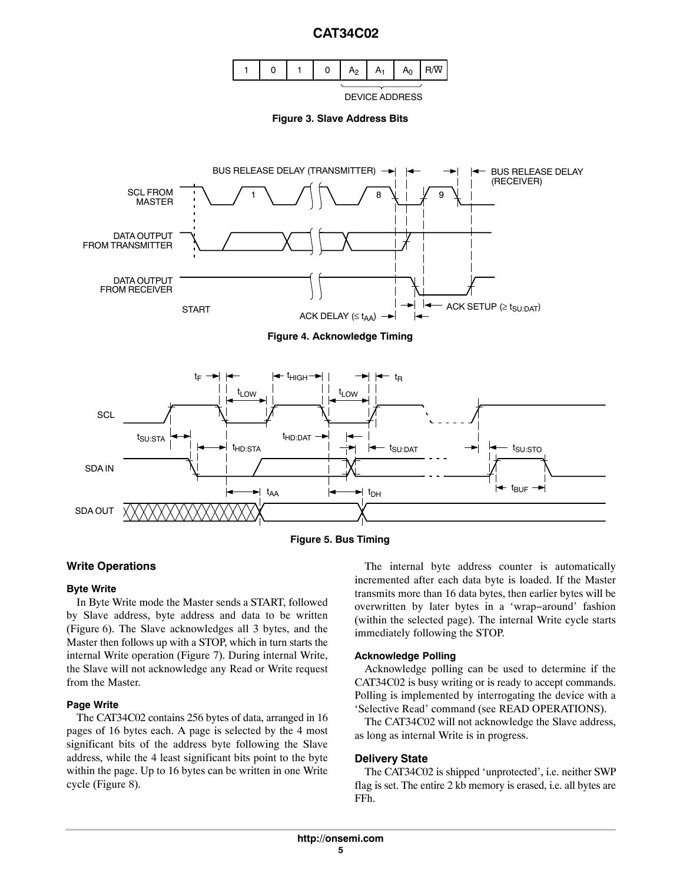| 1 | 0 | 1 | 0 | $A_2$ | $A_1$ | $A_0$ | R/$\overline{W}$ |
|---|---|---|---|---|---|---|---|

DEVICE ADDRESS

**Figure 3. Slave Address Bits**

**Figure 4. Acknowledge Timing**

**Figure 5. Bus Timing**

## Write Operations

### Byte Write

In Byte Write mode the Master sends a START, followed by Slave address, byte address and data to be written (Figure 6). The Slave acknowledges all 3 bytes, and the Master then follows up with a STOP, which in turn starts the internal Write operation (Figure 7). During internal Write, the Slave will not acknowledge any Read or Write request from the Master.

### Page Write

The CAT34C02 contains 256 bytes of data, arranged in 16 pages of 16 bytes each. A page is selected by the 4 most significant bits of the address byte following the Slave address, while the 4 least significant bits point to the byte within the page. Up to 16 bytes can be written in one Write cycle (Figure 8).

The internal byte address counter is automatically incremented after each data byte is loaded. If the Master transmits more than 16 data bytes, then earlier bytes will be overwritten by later bytes in a 'wrap−around' fashion (within the selected page). The internal Write cycle starts immediately following the STOP.

### Acknowledge Polling

Acknowledge polling can be used to determine if the CAT34C02 is busy writing or is ready to accept commands. Polling is implemented by interrogating the device with a 'Selective Read' command (see READ OPERATIONS).

The CAT34C02 will not acknowledge the Slave address, as long as internal Write is in progress.

## Delivery State

The CAT34C02 is shipped 'unprotected', i.e. neither SWP flag is set. The entire 2 kb memory is erased, i.e. all bytes are FFh.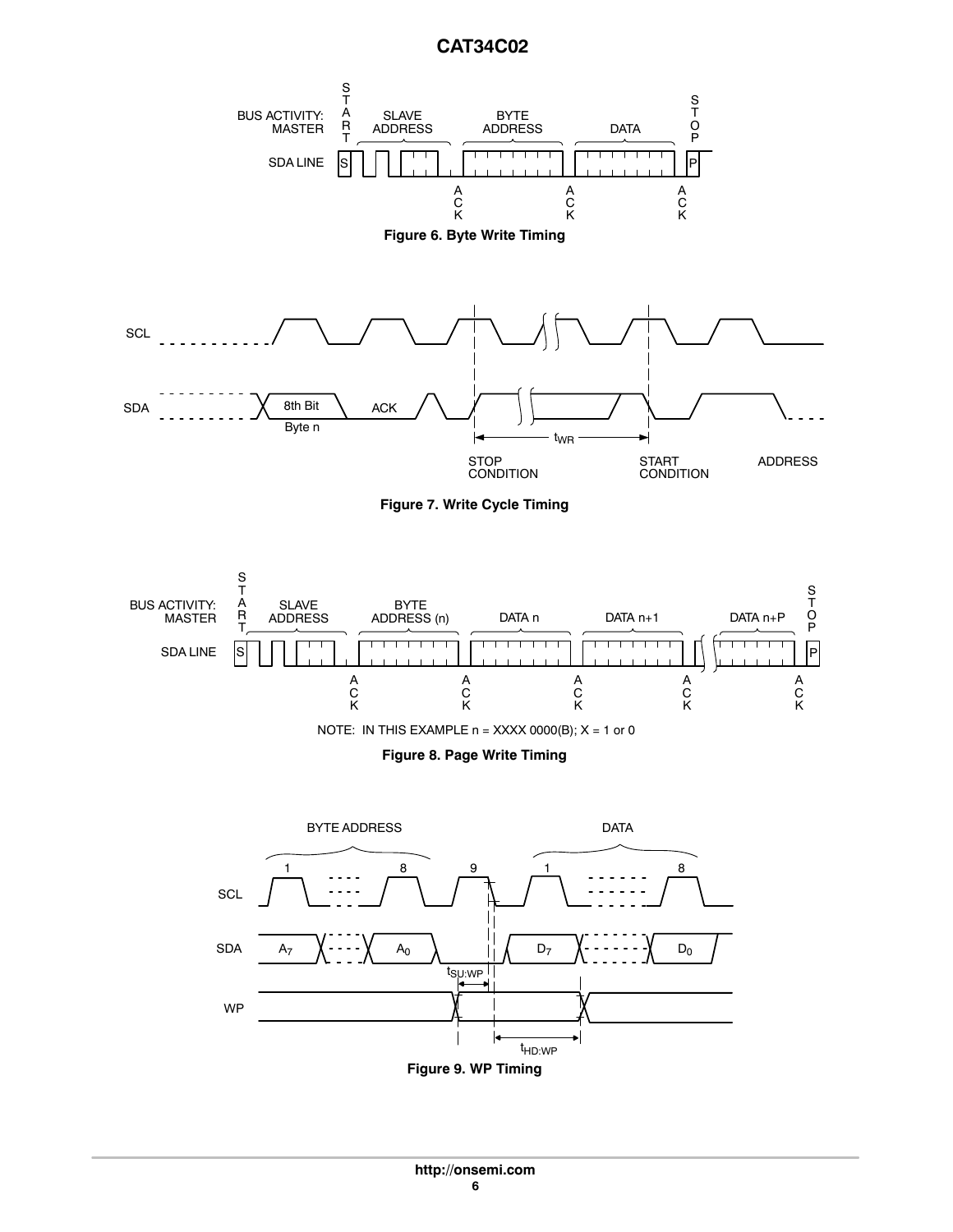Figure 6. Byte Write Timing

Figure 7. Write Cycle Timing

NOTE: IN THIS EXAMPLE n = XXXX 0000(B); X = 1 or 0

Figure 8. Page Write Timing

Figure 9. WP Timing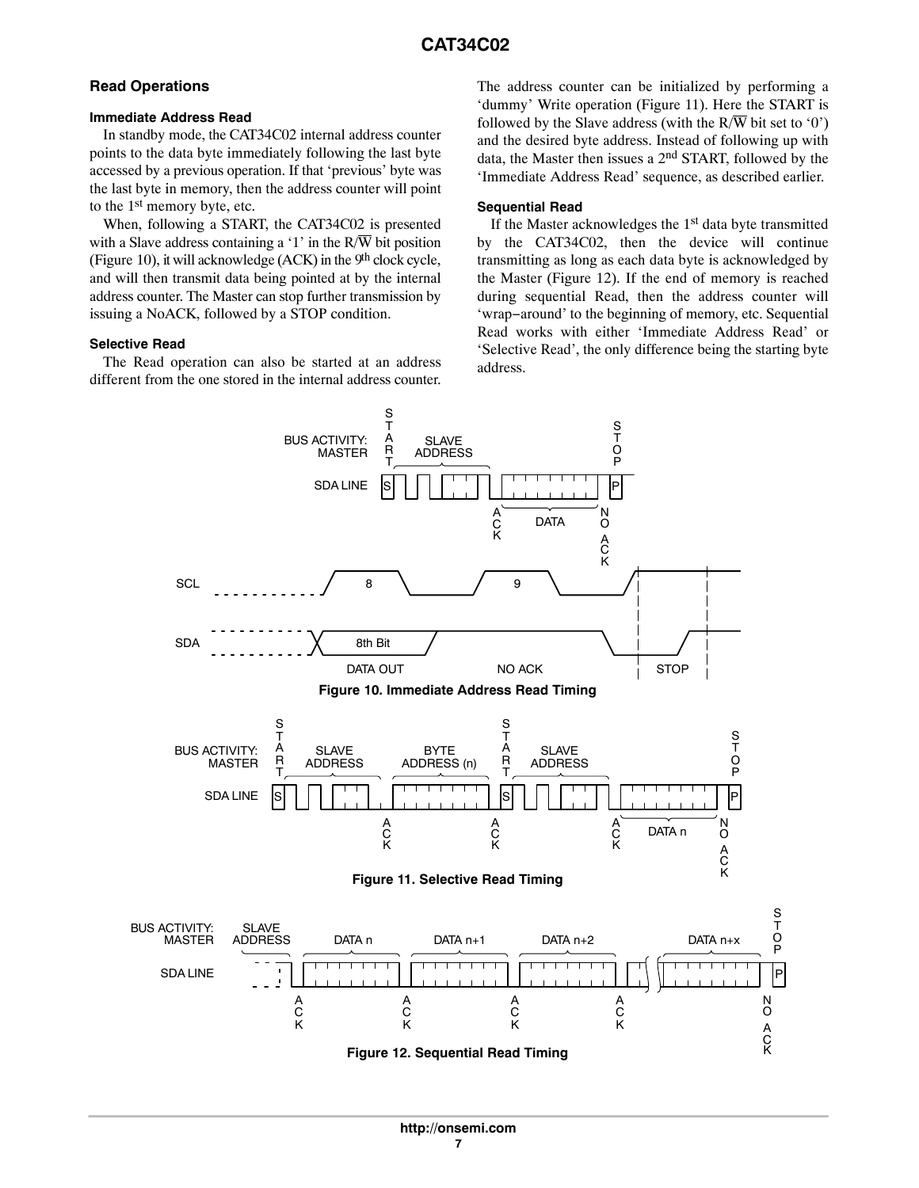## Read Operations

### Immediate Address Read

In standby mode, the CAT34C02 internal address counter points to the data byte immediately following the last byte accessed by a previous operation. If that 'previous' byte was the last byte in memory, then the address counter will point to the 1st memory byte, etc.

When, following a START, the CAT34C02 is presented with a Slave address containing a '1' in the R/$\overline{W}$ bit position (Figure 10), it will acknowledge (ACK) in the 9th clock cycle, and will then transmit data being pointed at by the internal address counter. The Master can stop further transmission by issuing a NoACK, followed by a STOP condition.

### Selective Read

The Read operation can also be started at an address different from the one stored in the internal address counter. The address counter can be initialized by performing a 'dummy' Write operation (Figure 11). Here the START is followed by the Slave address (with the R/$\overline{W}$ bit set to '0') and the desired byte address. Instead of following up with data, the Master then issues a 2nd START, followed by the 'Immediate Address Read' sequence, as described earlier.

### Sequential Read

If the Master acknowledges the 1st data byte transmitted by the CAT34C02, then the device will continue transmitting as long as each data byte is acknowledged by the Master (Figure 12). If the end of memory is reached during sequential Read, then the address counter will 'wrap−around' to the beginning of memory, etc. Sequential Read works with either 'Immediate Address Read' or 'Selective Read', the only difference being the starting byte address.

**Figure 10. Immediate Address Read Timing**

**Figure 11. Selective Read Timing**

**Figure 12. Sequential Read Timing**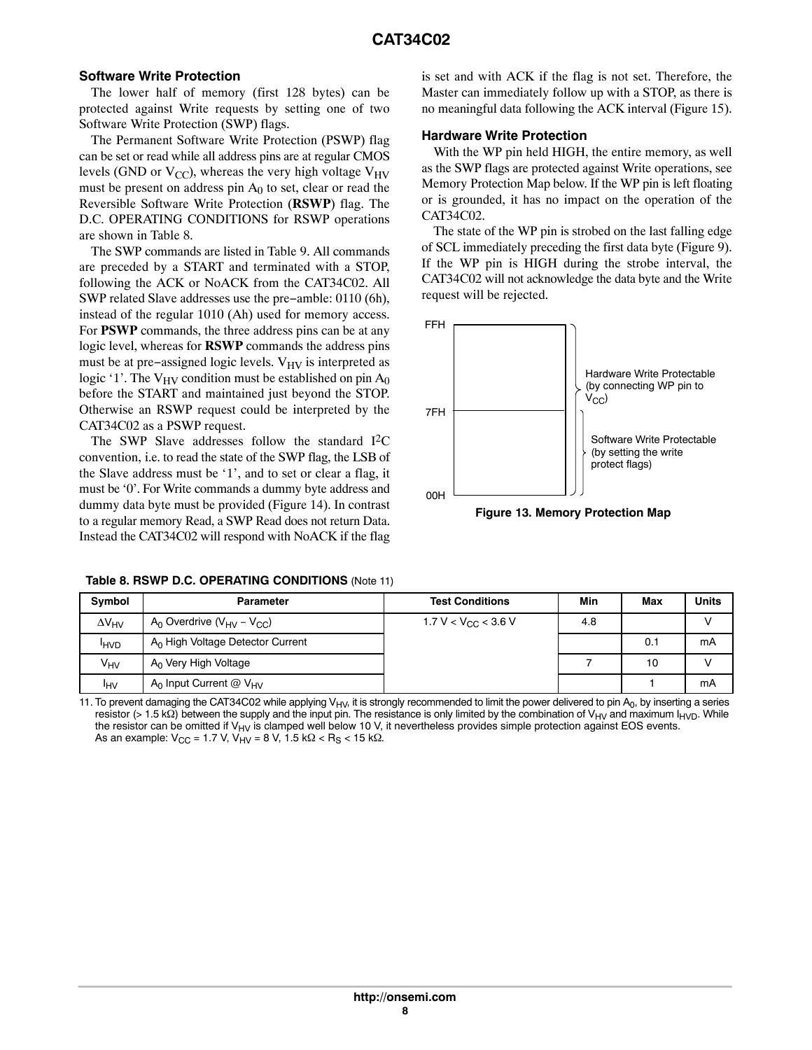### Software Write Protection

The lower half of memory (first 128 bytes) can be protected against Write requests by setting one of two Software Write Protection (SWP) flags.

The Permanent Software Write Protection (PSWP) flag can be set or read while all address pins are at regular CMOS levels (GND or $V_{CC}$), whereas the very high voltage $V_{HV}$ must be present on address pin $A_0$ to set, clear or read the Reversible Software Write Protection (**RSWP**) flag. The D.C. OPERATING CONDITIONS for RSWP operations are shown in Table 8.

The SWP commands are listed in Table 9. All commands are preceded by a START and terminated with a STOP, following the ACK or NoACK from the CAT34C02. All SWP related Slave addresses use the pre−amble: 0110 (6h), instead of the regular 1010 (Ah) used for memory access. For **PSWP** commands, the three address pins can be at any logic level, whereas for **RSWP** commands the address pins must be at pre−assigned logic levels. $V_{HV}$ is interpreted as logic '1'. The $V_{HV}$ condition must be established on pin $A_0$ before the START and maintained just beyond the STOP. Otherwise an RSWP request could be interpreted by the CAT34C02 as a PSWP request.

The SWP Slave addresses follow the standard $I^2C$ convention, i.e. to read the state of the SWP flag, the LSB of the Slave address must be '1', and to set or clear a flag, it must be '0'. For Write commands a dummy byte address and dummy data byte must be provided (Figure 14). In contrast to a regular memory Read, a SWP Read does not return Data. Instead the CAT34C02 will respond with NoACK if the flag is set and with ACK if the flag is not set. Therefore, the Master can immediately follow up with a STOP, as there is no meaningful data following the ACK interval (Figure 15).

### Hardware Write Protection

With the WP pin held HIGH, the entire memory, as well as the SWP flags are protected against Write operations, see Memory Protection Map below. If the WP pin is left floating or is grounded, it has no impact on the operation of the CAT34C02.

The state of the WP pin is strobed on the last falling edge of SCL immediately preceding the first data byte (Figure 9). If the WP pin is HIGH during the strobe interval, the CAT34C02 will not acknowledge the data byte and the Write request will be rejected.

FFH

Hardware Write Protectable (by connecting WP pin to $V_{CC}$)

7FH

Software Write Protectable (by setting the write protect flags)

00H

**Figure 13. Memory Protection Map**

**Table 8. RSWP D.C. OPERATING CONDITIONS** (Note 11)

| Symbol | Parameter | Test Conditions | Min | Max | Units |
|---|---|---|---|---|---|
| $\Delta V_{HV}$ | $A_0$ Overdrive ($V_{HV} - V_{CC}$) | 1.7 V < $V_{CC}$ < 3.6 V | 4.8 | | V |
| $I_{HVD}$ | $A_0$ High Voltage Detector Current | | | 0.1 | mA |
| $V_{HV}$ | $A_0$ Very High Voltage | | 7 | 10 | V |
| $I_{HV}$ | $A_0$ Input Current @ $V_{HV}$ | | | 1 | mA |

11. To prevent damaging the CAT34C02 while applying $V_{HV}$, it is strongly recommended to limit the power delivered to pin $A_0$, by inserting a series resistor (> 1.5 kΩ) between the supply and the input pin. The resistance is only limited by the combination of $V_{HV}$ and maximum $I_{HVD}$. While the resistor can be omitted if $V_{HV}$ is clamped well below 10 V, it nevertheless provides simple protection against EOS events. As an example: $V_{CC}$ = 1.7 V, $V_{HV}$ = 8 V, 1.5 kΩ < $R_S$ < 15 kΩ.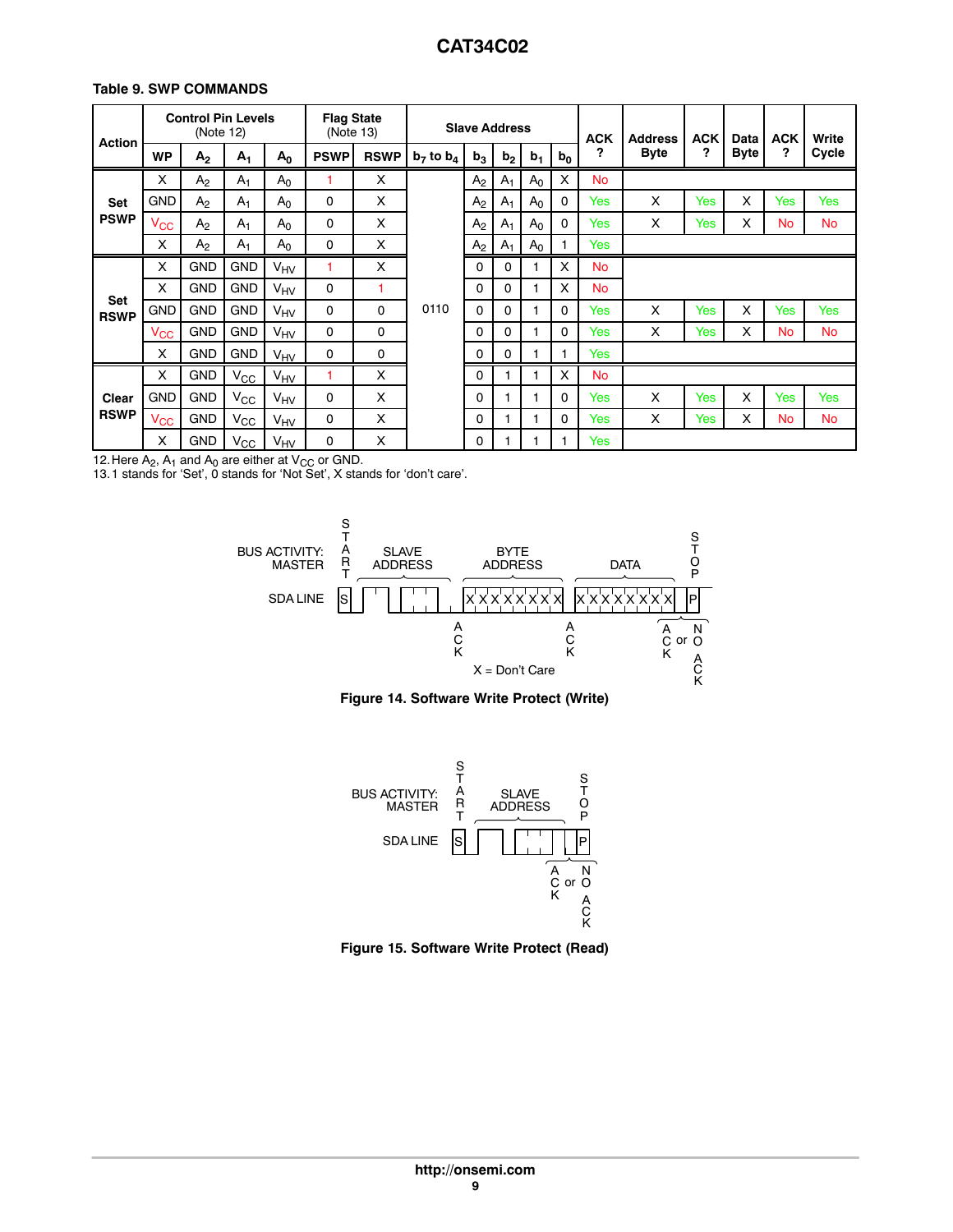**Table 9. SWP COMMANDS**

| Action | Control Pin Levels (Note 12) | | | | Flag State (Note 13) | | Slave Address | | | | | ACK ? | Address Byte | ACK ? | Data Byte | ACK ? | Write Cycle |
|---|---|---|---|---|---|---|---|---|---|---|---|---|---|---|---|---|---|
| | WP | $A_2$ | $A_1$ | $A_0$ | PSWP | RSWP | $b_7$ to $b_4$ | $b_3$ | $b_2$ | $b_1$ | $b_0$ | | | | | | |
| Set PSWP | X | $A_2$ | $A_1$ | $A_0$ | 1 | X | 0110 | $A_2$ | $A_1$ | $A_0$ | X | No | | | | | |
| | GND | $A_2$ | $A_1$ | $A_0$ | 0 | X | 0110 | $A_2$ | $A_1$ | $A_0$ | 0 | Yes | X | Yes | X | Yes | Yes |
| | $V_{CC}$ | $A_2$ | $A_1$ | $A_0$ | 0 | X | 0110 | $A_2$ | $A_1$ | $A_0$ | 0 | Yes | X | Yes | X | No | No |
| | X | $A_2$ | $A_1$ | $A_0$ | 0 | X | 0110 | $A_2$ | $A_1$ | $A_0$ | 1 | Yes | | | | | |
| Set RSWP | X | GND | GND | $V_{HV}$ | 1 | X | 0110 | 0 | 0 | 1 | X | No | | | | | |
| | X | GND | GND | $V_{HV}$ | 0 | 1 | 0110 | 0 | 0 | 1 | X | No | | | | | |
| | GND | GND | GND | $V_{HV}$ | 0 | 0 | 0110 | 0 | 0 | 1 | 0 | Yes | X | Yes | X | Yes | Yes |
| | $V_{CC}$ | GND | GND | $V_{HV}$ | 0 | 0 | 0110 | 0 | 0 | 1 | 0 | Yes | X | Yes | X | No | No |
| | X | GND | GND | $V_{HV}$ | 0 | 0 | 0110 | 0 | 0 | 1 | 1 | Yes | | | | | |
| Clear RSWP | X | GND | $V_{CC}$ | $V_{HV}$ | 1 | X | 0110 | 0 | 1 | 1 | X | No | | | | | |
| | GND | GND | $V_{CC}$ | $V_{HV}$ | 0 | X | 0110 | 0 | 1 | 1 | 0 | Yes | X | Yes | X | Yes | Yes |
| | $V_{CC}$ | GND | $V_{CC}$ | $V_{HV}$ | 0 | X | 0110 | 0 | 1 | 1 | 0 | Yes | X | Yes | X | No | No |
| | X | GND | $V_{CC}$ | $V_{HV}$ | 0 | X | 0110 | 0 | 1 | 1 | 1 | Yes | | | | | |

12. Here $A_2$, $A_1$ and $A_0$ are either at $V_{CC}$ or GND.
13. 1 stands for 'Set', 0 stands for 'Not Set', X stands for 'don't care'.

Figure 14. Software Write Protect (Write)

Figure 15. Software Write Protect (Read)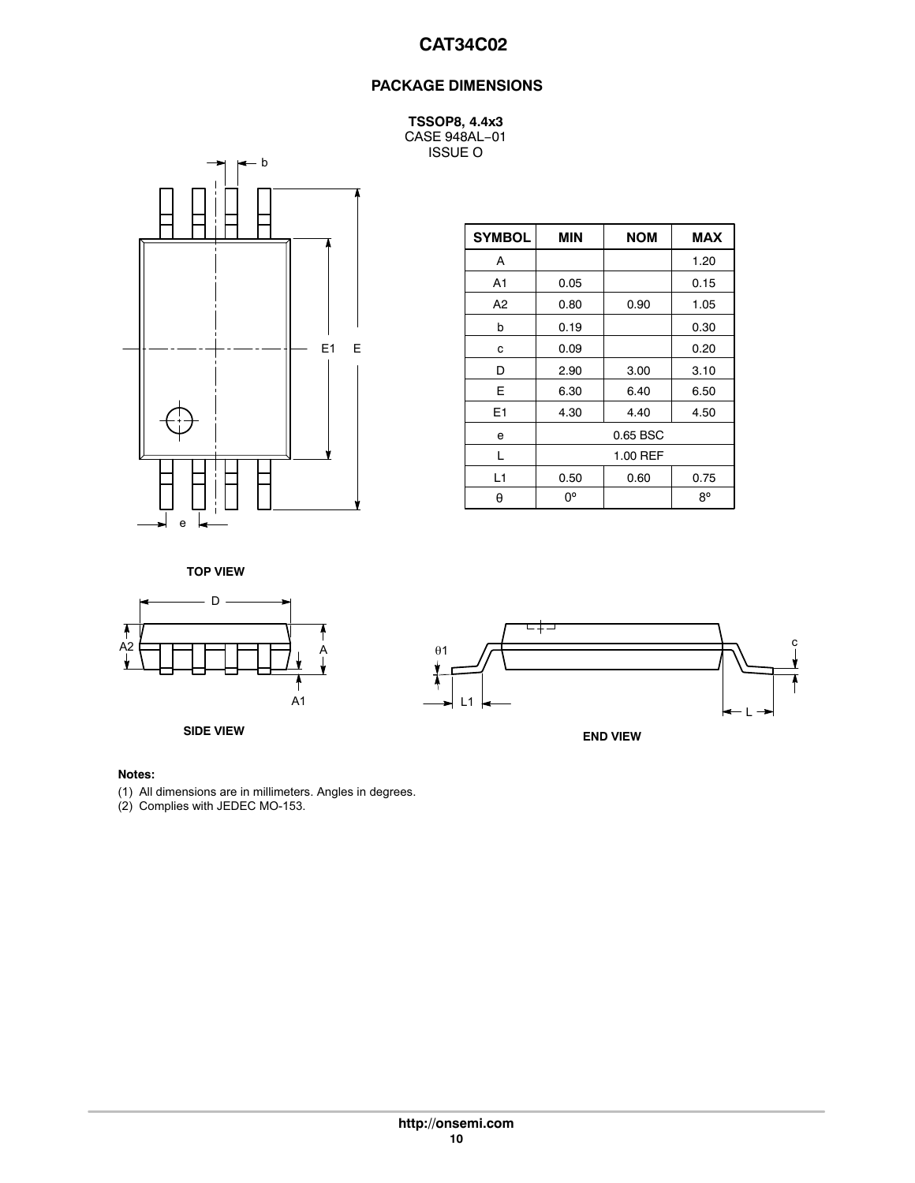## PACKAGE DIMENSIONS

**TSSOP8, 4.4x3**
CASE 948AL−01
ISSUE O

| SYMBOL | MIN | NOM | MAX |
|---|---|---|---|
| A | | | 1.20 |
| A1 | 0.05 | | 0.15 |
| A2 | 0.80 | 0.90 | 1.05 |
| b | 0.19 | | 0.30 |
| c | 0.09 | | 0.20 |
| D | 2.90 | 3.00 | 3.10 |
| E | 6.30 | 6.40 | 6.50 |
| E1 | 4.30 | 4.40 | 4.50 |
| e | 0.65 BSC | | |
| L | 1.00 REF | | |
| L1 | 0.50 | 0.60 | 0.75 |
| θ | 0º | | 8º |

TOP VIEW

SIDE VIEW

END VIEW

**Notes:**

(1) All dimensions are in millimeters. Angles in degrees.
(2) Complies with JEDEC MO-153.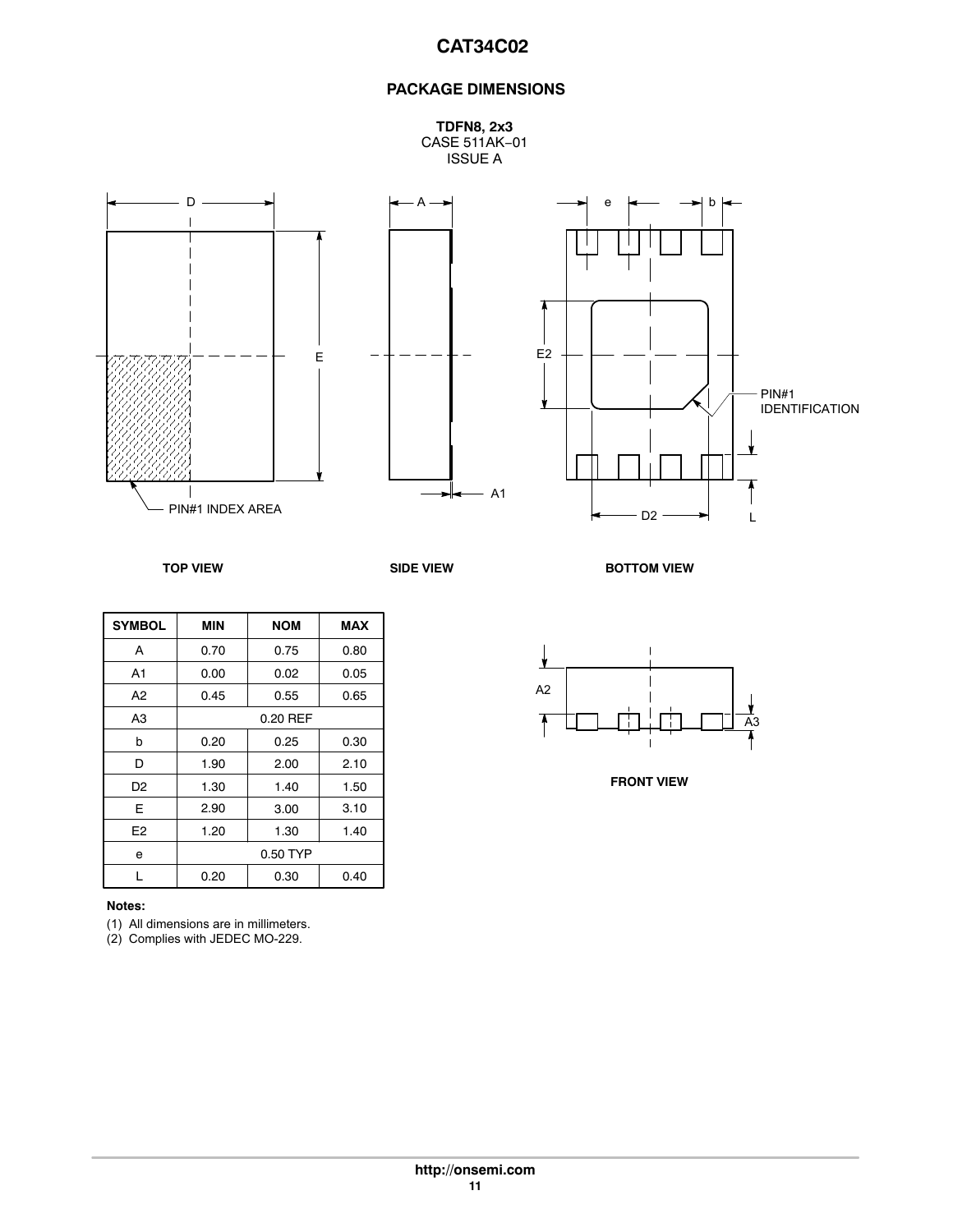## PACKAGE DIMENSIONS

**TDFN8, 2x3**
CASE 511AK−01
ISSUE A

**TOP VIEW** **SIDE VIEW** **BOTTOM VIEW**

**FRONT VIEW**

| SYMBOL | MIN | NOM | MAX |
|---|---|---|---|
| A | 0.70 | 0.75 | 0.80 |
| A1 | 0.00 | 0.02 | 0.05 |
| A2 | 0.45 | 0.55 | 0.65 |
| A3 | | 0.20 REF | |
| b | 0.20 | 0.25 | 0.30 |
| D | 1.90 | 2.00 | 2.10 |
| D2 | 1.30 | 1.40 | 1.50 |
| E | 2.90 | 3.00 | 3.10 |
| E2 | 1.20 | 1.30 | 1.40 |
| e | | 0.50 TYP | |
| L | 0.20 | 0.30 | 0.40 |

**Notes:**

(1) All dimensions are in millimeters.
(2) Complies with JEDEC MO-229.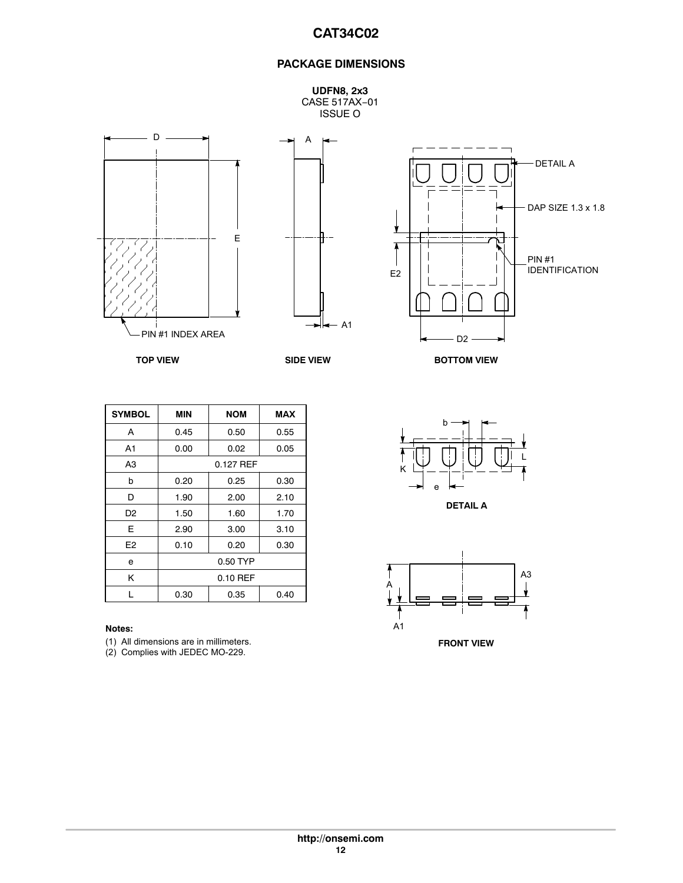## PACKAGE DIMENSIONS

**UDFN8, 2x3**
CASE 517AX−01
ISSUE O

TOP VIEW

SIDE VIEW

BOTTOM VIEW

DETAIL A

FRONT VIEW

| SYMBOL | MIN | NOM | MAX |
|---|---|---|---|
| A | 0.45 | 0.50 | 0.55 |
| A1 | 0.00 | 0.02 | 0.05 |
| A3 | | 0.127 REF | |
| b | 0.20 | 0.25 | 0.30 |
| D | 1.90 | 2.00 | 2.10 |
| D2 | 1.50 | 1.60 | 1.70 |
| E | 2.90 | 3.00 | 3.10 |
| E2 | 0.10 | 0.20 | 0.30 |
| e | | 0.50 TYP | |
| K | | 0.10 REF | |
| L | 0.30 | 0.35 | 0.40 |

**Notes:**

(1) All dimensions are in millimeters.
(2) Complies with JEDEC MO-229.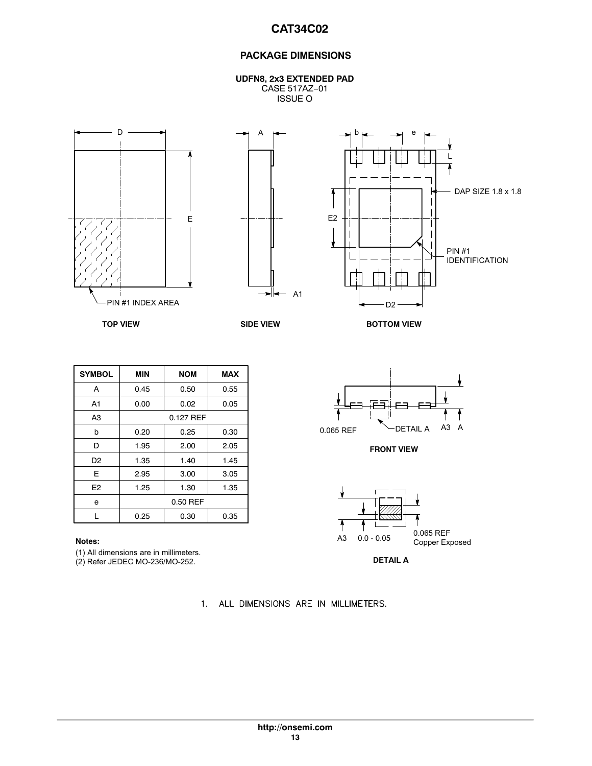## PACKAGE DIMENSIONS

**UDFN8, 2x3 EXTENDED PAD**
CASE 517AZ−01
ISSUE O

TOP VIEW

SIDE VIEW

BOTTOM VIEW

DAP SIZE 1.8 x 1.8

PIN #1 IDENTIFICATION

PIN #1 INDEX AREA

| SYMBOL | MIN | NOM | MAX |
|---|---|---|---|
| A | 0.45 | 0.50 | 0.55 |
| A1 | 0.00 | 0.02 | 0.05 |
| A3 | | 0.127 REF | |
| b | 0.20 | 0.25 | 0.30 |
| D | 1.95 | 2.00 | 2.05 |
| D2 | 1.35 | 1.40 | 1.45 |
| E | 2.95 | 3.00 | 3.05 |
| E2 | 1.25 | 1.30 | 1.35 |
| e | | 0.50 REF | |
| L | 0.25 | 0.30 | 0.35 |

**Notes:**

(1) All dimensions are in millimeters.
(2) Refer JEDEC MO-236/MO-252.

FRONT VIEW

0.065 REF — DETAIL A — A3 — A

DETAIL A

A3 — 0.0 - 0.05 — 0.065 REF Copper Exposed

1. ALL DIMENSIONS ARE IN MILLIMETERS.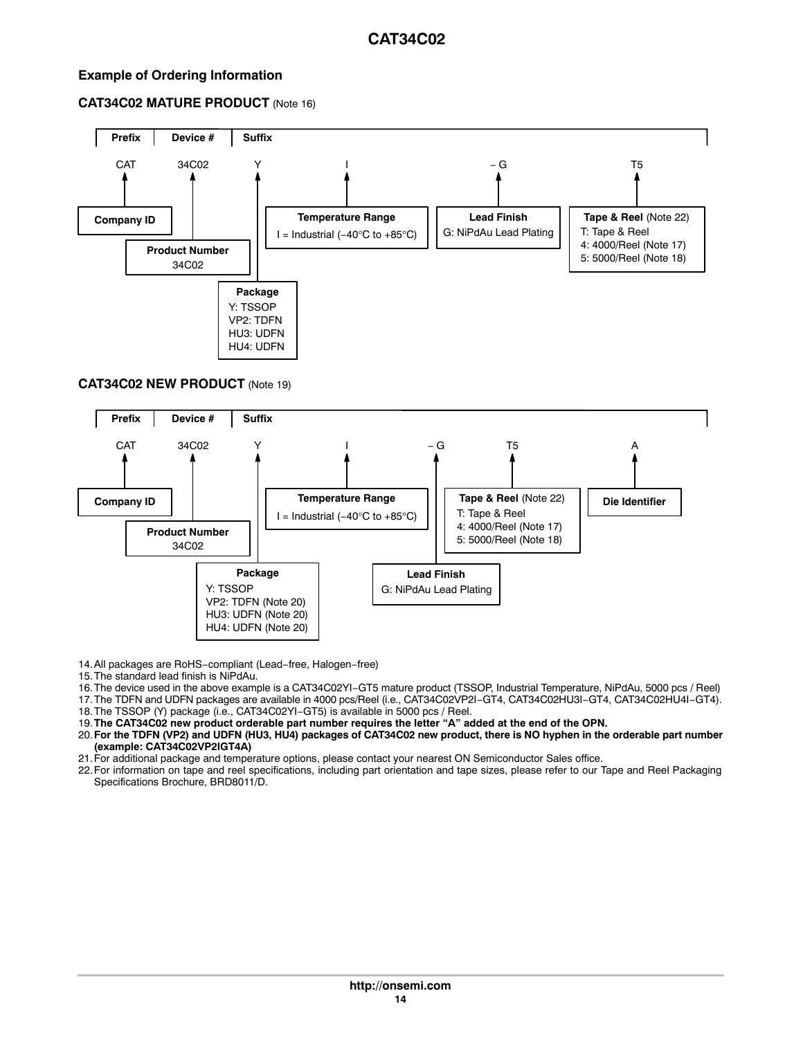### Example of Ordering Information

#### CAT34C02 MATURE PRODUCT (Note 16)

| Prefix | Device # | Suffix | | | |
|---|---|---|---|---|---|
| CAT | 34C02 | Y | I | − G | T5 |
| **Company ID** | **Product Number** 34C02 | **Package** Y: TSSOP, VP2: TDFN, HU3: UDFN, HU4: UDFN | **Temperature Range** I = Industrial (−40°C to +85°C) | **Lead Finish** G: NiPdAu Lead Plating | **Tape & Reel** (Note 22) T: Tape & Reel, 4: 4000/Reel (Note 17), 5: 5000/Reel (Note 18) |

#### CAT34C02 NEW PRODUCT (Note 19)

| Prefix | Device # | Suffix | | | | |
|---|---|---|---|---|---|---|
| CAT | 34C02 | Y | I | − G | T5 | A |
| **Company ID** | **Product Number** 34C02 | **Package** Y: TSSOP, VP2: TDFN (Note 20), HU3: UDFN (Note 20), HU4: UDFN (Note 20) | **Temperature Range** I = Industrial (−40°C to +85°C) | **Lead Finish** G: NiPdAu Lead Plating | **Tape & Reel** (Note 22) T: Tape & Reel, 4: 4000/Reel (Note 17), 5: 5000/Reel (Note 18) | **Die Identifier** |

14. All packages are RoHS−compliant (Lead−free, Halogen−free)
15. The standard lead finish is NiPdAu.
16. The device used in the above example is a CAT34C02YI−GT5 mature product (TSSOP, Industrial Temperature, NiPdAu, 5000 pcs / Reel)
17. The TDFN and UDFN packages are available in 4000 pcs/Reel (i.e., CAT34C02VP2I−GT4, CAT34C02HU3I−GT4, CAT34C02HU4I−GT4).
18. The TSSOP (Y) package (i.e., CAT34C02YI−GT5) is available in 5000 pcs / Reel.
19. **The CAT34C02 new product orderable part number requires the letter “A” added at the end of the OPN.**
20. **For the TDFN (VP2) and UDFN (HU3, HU4) packages of CAT34C02 new product, there is NO hyphen in the orderable part number (example: CAT34C02VP2IGT4A)**
21. For additional package and temperature options, please contact your nearest ON Semiconductor Sales office.
22. For information on tape and reel specifications, including part orientation and tape sizes, please refer to our Tape and Reel Packaging Specifications Brochure, BRD8011/D.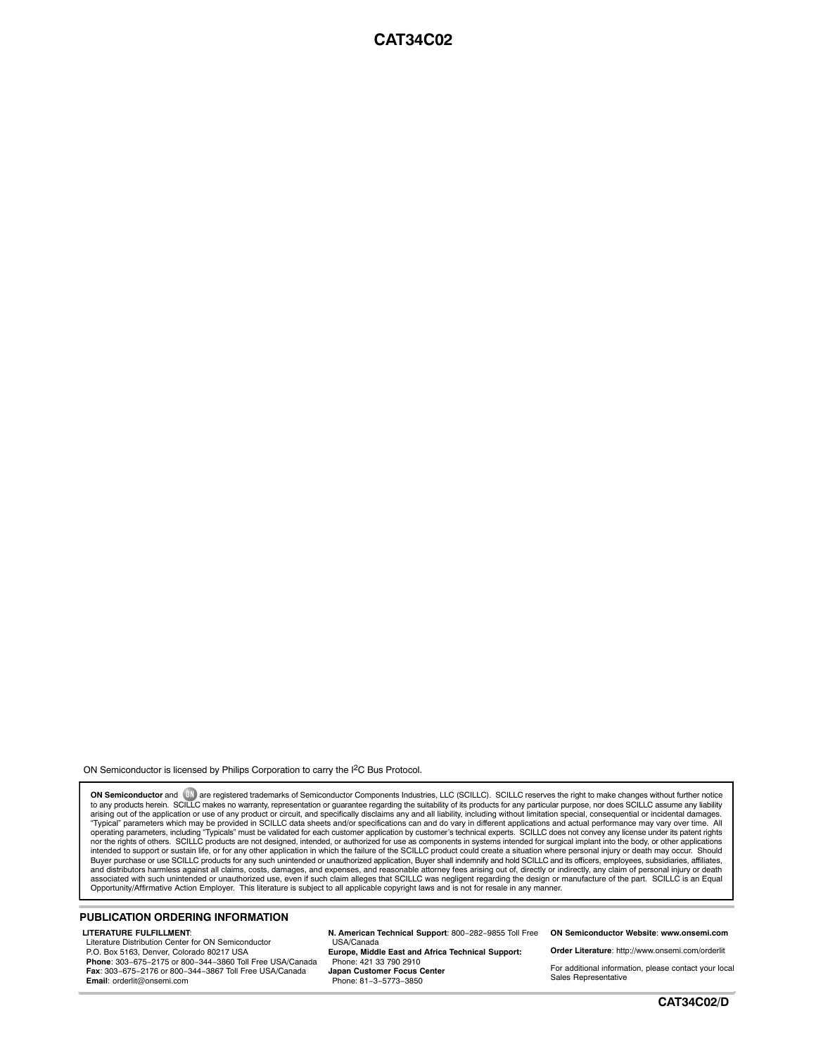ON Semiconductor is licensed by Philips Corporation to carry the $I^2C$ Bus Protocol.

**ON Semiconductor** and ON are registered trademarks of Semiconductor Components Industries, LLC (SCILLC). SCILLC reserves the right to make changes without further notice to any products herein. SCILLC makes no warranty, representation or guarantee regarding the suitability of its products for any particular purpose, nor does SCILLC assume any liability arising out of the application or use of any product or circuit, and specifically disclaims any and all liability, including without limitation special, consequential or incidental damages. "Typical" parameters which may be provided in SCILLC data sheets and/or specifications can and do vary in different applications and actual performance may vary over time. All operating parameters, including "Typicals" must be validated for each customer application by customer's technical experts. SCILLC does not convey any license under its patent rights nor the rights of others. SCILLC products are not designed, intended, or authorized for use as components in systems intended for surgical implant into the body, or other applications intended to support or sustain life, or for any other application in which the failure of the SCILLC product could create a situation where personal injury or death may occur. Should Buyer purchase or use SCILLC products for any such unintended or unauthorized application, Buyer shall indemnify and hold SCILLC and its officers, employees, subsidiaries, affiliates, and distributors harmless against all claims, costs, damages, and expenses, and reasonable attorney fees arising out of, directly or indirectly, any claim of personal injury or death associated with such unintended or unauthorized use, even if such claim alleges that SCILLC was negligent regarding the design or manufacture of the part. SCILLC is an Equal Opportunity/Affirmative Action Employer. This literature is subject to all applicable copyright laws and is not for resale in any manner.

## PUBLICATION ORDERING INFORMATION

**LITERATURE FULFILLMENT**:
Literature Distribution Center for ON Semiconductor
P.O. Box 5163, Denver, Colorado 80217 USA
**Phone**: 303−675−2175 or 800−344−3860 Toll Free USA/Canada
**Fax**: 303−675−2176 or 800−344−3867 Toll Free USA/Canada
**Email**: orderlit@onsemi.com

**N. American Technical Support**: 800−282−9855 Toll Free USA/Canada
**Europe, Middle East and Africa Technical Support:**
Phone: 421 33 790 2910
**Japan Customer Focus Center**
Phone: 81−3−5773−3850

**ON Semiconductor Website**: **www.onsemi.com**

**Order Literature**: http://www.onsemi.com/orderlit

For additional information, please contact your local Sales Representative

**CAT34C02/D**